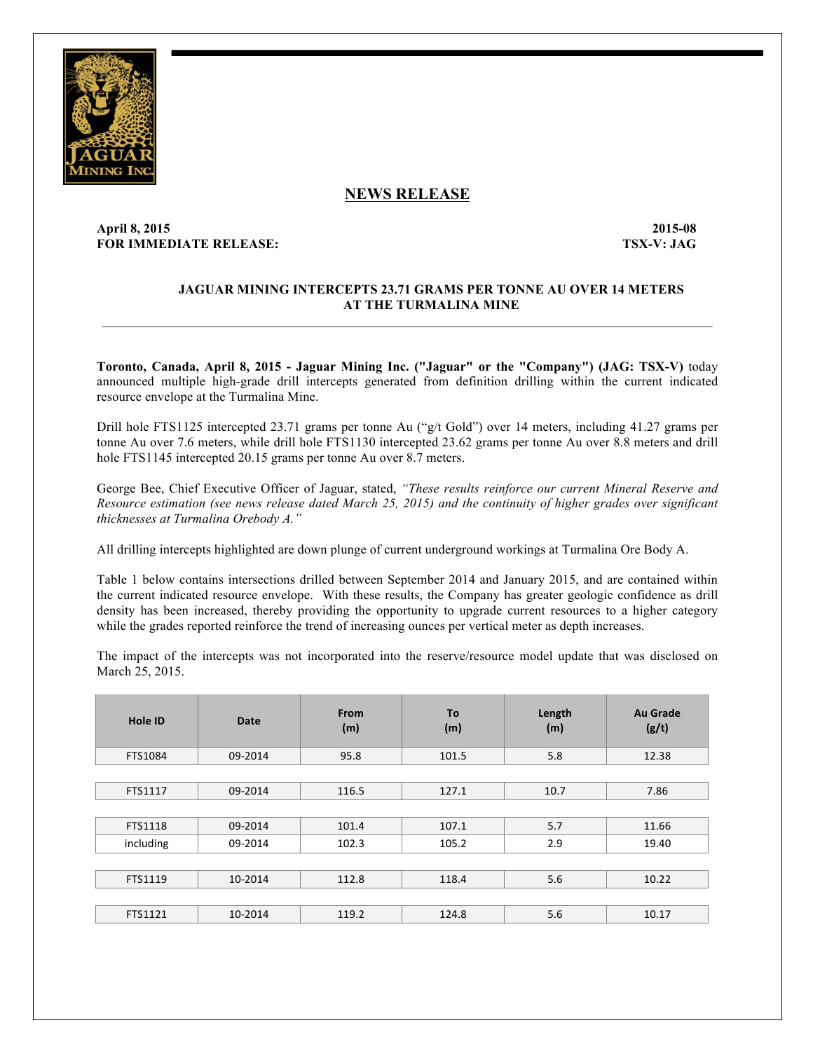## NEWS RELEASE

**April 8, 2015** **2015-08**
**FOR IMMEDIATE RELEASE:** **TSX-V: JAG**

### JAGUAR MINING INTERCEPTS 23.71 GRAMS PER TONNE AU OVER 14 METERS AT THE TURMALINA MINE

**Toronto, Canada, April 8, 2015 - Jaguar Mining Inc. ("Jaguar" or the "Company") (JAG: TSX-V)** today announced multiple high-grade drill intercepts generated from definition drilling within the current indicated resource envelope at the Turmalina Mine.

Drill hole FTS1125 intercepted 23.71 grams per tonne Au ("g/t Gold") over 14 meters, including 41.27 grams per tonne Au over 7.6 meters, while drill hole FTS1130 intercepted 23.62 grams per tonne Au over 8.8 meters and drill hole FTS1145 intercepted 20.15 grams per tonne Au over 8.7 meters.

George Bee, Chief Executive Officer of Jaguar, stated, *"These results reinforce our current Mineral Reserve and Resource estimation (see news release dated March 25, 2015) and the continuity of higher grades over significant thicknesses at Turmalina Orebody A."*

All drilling intercepts highlighted are down plunge of current underground workings at Turmalina Ore Body A.

Table 1 below contains intersections drilled between September 2014 and January 2015, and are contained within the current indicated resource envelope. With these results, the Company has greater geologic confidence as drill density has been increased, thereby providing the opportunity to upgrade current resources to a higher category while the grades reported reinforce the trend of increasing ounces per vertical meter as depth increases.

The impact of the intercepts was not incorporated into the reserve/resource model update that was disclosed on March 25, 2015.

| Hole ID | Date | From (m) | To (m) | Length (m) | Au Grade (g/t) |
|---|---|---|---|---|---|
| FTS1084 | 09-2014 | 95.8 | 101.5 | 5.8 | 12.38 |
| FTS1117 | 09-2014 | 116.5 | 127.1 | 10.7 | 7.86 |
| FTS1118 | 09-2014 | 101.4 | 107.1 | 5.7 | 11.66 |
| including | 09-2014 | 102.3 | 105.2 | 2.9 | 19.40 |
| FTS1119 | 10-2014 | 112.8 | 118.4 | 5.6 | 10.22 |
| FTS1121 | 10-2014 | 119.2 | 124.8 | 5.6 | 10.17 |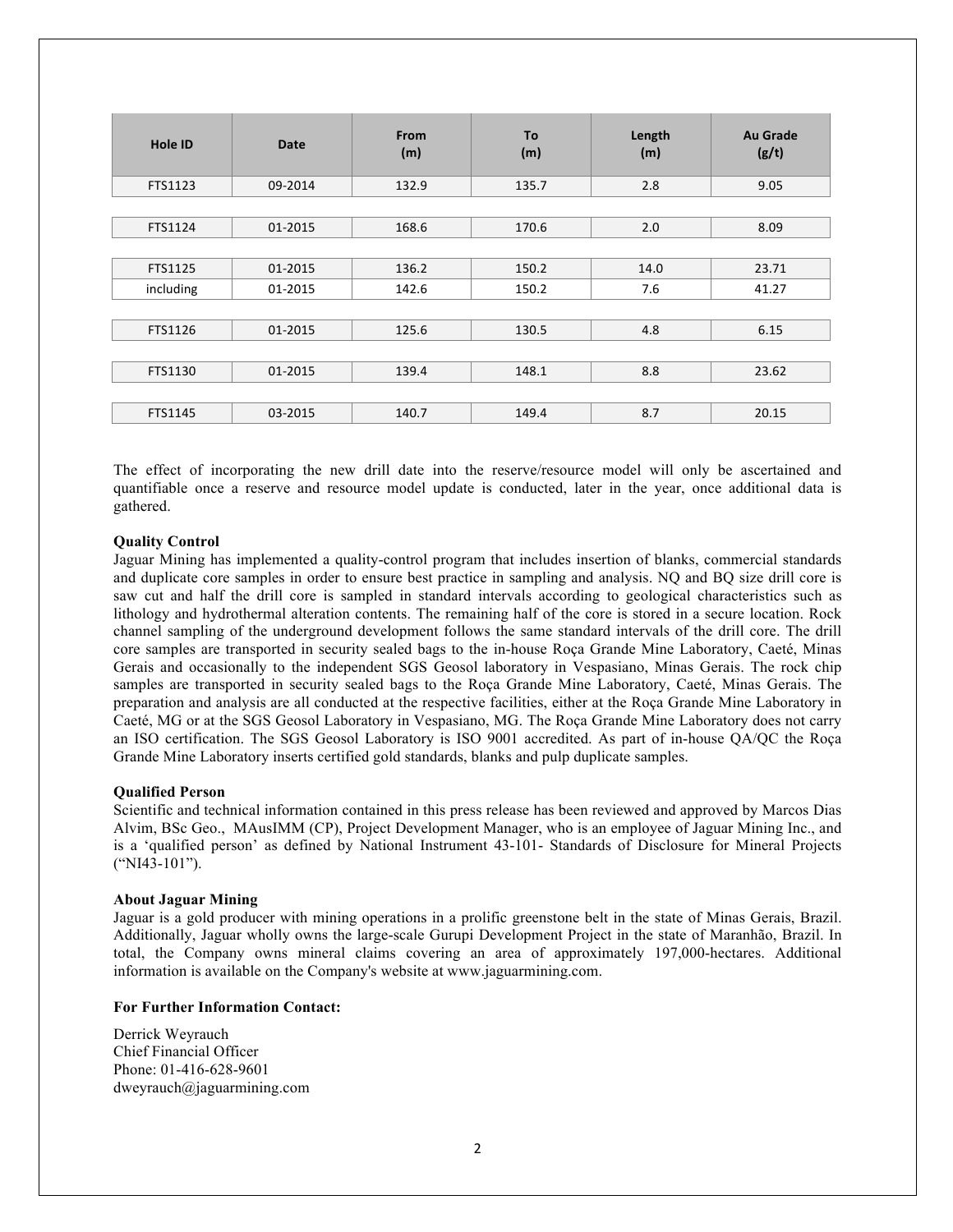| Hole ID | Date | From (m) | To (m) | Length (m) | Au Grade (g/t) |
|---|---|---|---|---|---|
| FTS1123 | 09-2014 | 132.9 | 135.7 | 2.8 | 9.05 |
| FTS1124 | 01-2015 | 168.6 | 170.6 | 2.0 | 8.09 |
| FTS1125 | 01-2015 | 136.2 | 150.2 | 14.0 | 23.71 |
| including | 01-2015 | 142.6 | 150.2 | 7.6 | 41.27 |
| FTS1126 | 01-2015 | 125.6 | 130.5 | 4.8 | 6.15 |
| FTS1130 | 01-2015 | 139.4 | 148.1 | 8.8 | 23.62 |
| FTS1145 | 03-2015 | 140.7 | 149.4 | 8.7 | 20.15 |

The effect of incorporating the new drill date into the reserve/resource model will only be ascertained and quantifiable once a reserve and resource model update is conducted, later in the year, once additional data is gathered.

**Quality Control**

Jaguar Mining has implemented a quality-control program that includes insertion of blanks, commercial standards and duplicate core samples in order to ensure best practice in sampling and analysis. NQ and BQ size drill core is saw cut and half the drill core is sampled in standard intervals according to geological characteristics such as lithology and hydrothermal alteration contents. The remaining half of the core is stored in a secure location. Rock channel sampling of the underground development follows the same standard intervals of the drill core. The drill core samples are transported in security sealed bags to the in-house Roça Grande Mine Laboratory, Caeté, Minas Gerais and occasionally to the independent SGS Geosol laboratory in Vespasiano, Minas Gerais. The rock chip samples are transported in security sealed bags to the Roça Grande Mine Laboratory, Caeté, Minas Gerais. The preparation and analysis are all conducted at the respective facilities, either at the Roça Grande Mine Laboratory in Caeté, MG or at the SGS Geosol Laboratory in Vespasiano, MG. The Roça Grande Mine Laboratory does not carry an ISO certification. The SGS Geosol Laboratory is ISO 9001 accredited. As part of in-house QA/QC the Roça Grande Mine Laboratory inserts certified gold standards, blanks and pulp duplicate samples.

**Qualified Person**

Scientific and technical information contained in this press release has been reviewed and approved by Marcos Dias Alvim, BSc Geo., MAusIMM (CP), Project Development Manager, who is an employee of Jaguar Mining Inc., and is a 'qualified person' as defined by National Instrument 43-101- Standards of Disclosure for Mineral Projects ("NI43-101").

**About Jaguar Mining**

Jaguar is a gold producer with mining operations in a prolific greenstone belt in the state of Minas Gerais, Brazil. Additionally, Jaguar wholly owns the large-scale Gurupi Development Project in the state of Maranhão, Brazil. In total, the Company owns mineral claims covering an area of approximately 197,000-hectares. Additional information is available on the Company's website at www.jaguarmining.com.

**For Further Information Contact:**

Derrick Weyrauch
Chief Financial Officer
Phone: 01-416-628-9601
dweyrauch@jaguarmining.com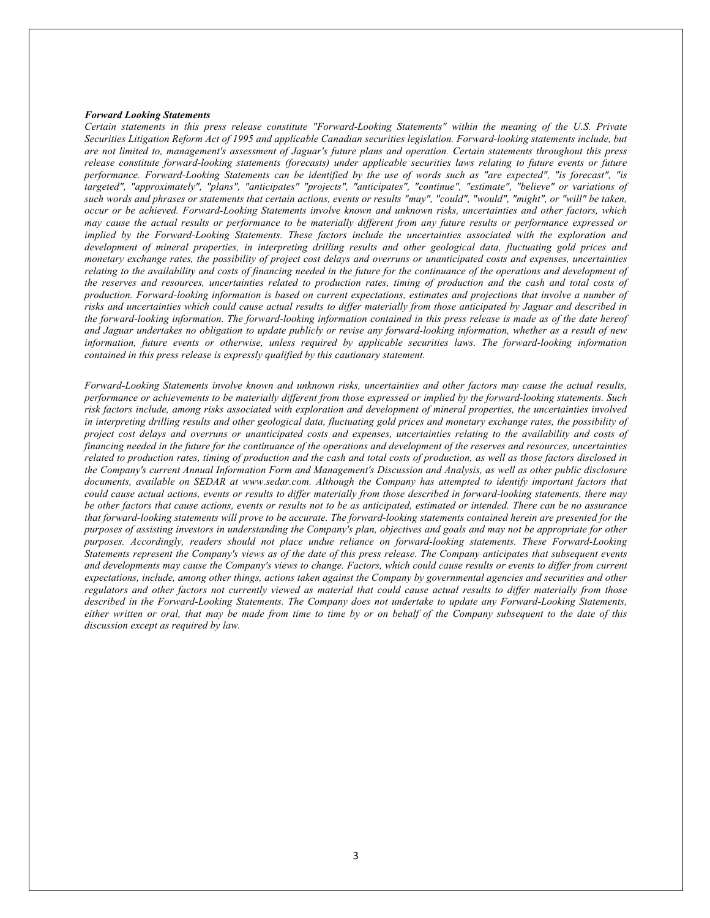***Forward Looking Statements***

*Certain statements in this press release constitute "Forward-Looking Statements" within the meaning of the U.S. Private Securities Litigation Reform Act of 1995 and applicable Canadian securities legislation. Forward-looking statements include, but are not limited to, management's assessment of Jaguar's future plans and operation. Certain statements throughout this press release constitute forward-looking statements (forecasts) under applicable securities laws relating to future events or future performance. Forward-Looking Statements can be identified by the use of words such as "are expected", "is forecast", "is targeted", "approximately", "plans", "anticipates" "projects", "anticipates", "continue", "estimate", "believe" or variations of such words and phrases or statements that certain actions, events or results "may", "could", "would", "might", or "will" be taken, occur or be achieved. Forward-Looking Statements involve known and unknown risks, uncertainties and other factors, which may cause the actual results or performance to be materially different from any future results or performance expressed or implied by the Forward-Looking Statements. These factors include the uncertainties associated with the exploration and development of mineral properties, in interpreting drilling results and other geological data, fluctuating gold prices and monetary exchange rates, the possibility of project cost delays and overruns or unanticipated costs and expenses, uncertainties relating to the availability and costs of financing needed in the future for the continuance of the operations and development of the reserves and resources, uncertainties related to production rates, timing of production and the cash and total costs of production. Forward-looking information is based on current expectations, estimates and projections that involve a number of risks and uncertainties which could cause actual results to differ materially from those anticipated by Jaguar and described in the forward-looking information. The forward-looking information contained in this press release is made as of the date hereof and Jaguar undertakes no obligation to update publicly or revise any forward-looking information, whether as a result of new information, future events or otherwise, unless required by applicable securities laws. The forward-looking information contained in this press release is expressly qualified by this cautionary statement.*

*Forward-Looking Statements involve known and unknown risks, uncertainties and other factors may cause the actual results, performance or achievements to be materially different from those expressed or implied by the forward-looking statements. Such risk factors include, among risks associated with exploration and development of mineral properties, the uncertainties involved in interpreting drilling results and other geological data, fluctuating gold prices and monetary exchange rates, the possibility of project cost delays and overruns or unanticipated costs and expenses, uncertainties relating to the availability and costs of financing needed in the future for the continuance of the operations and development of the reserves and resources, uncertainties related to production rates, timing of production and the cash and total costs of production, as well as those factors disclosed in the Company's current Annual Information Form and Management's Discussion and Analysis, as well as other public disclosure documents, available on SEDAR at www.sedar.com. Although the Company has attempted to identify important factors that could cause actual actions, events or results to differ materially from those described in forward-looking statements, there may be other factors that cause actions, events or results not to be as anticipated, estimated or intended. There can be no assurance that forward-looking statements will prove to be accurate. The forward-looking statements contained herein are presented for the purposes of assisting investors in understanding the Company's plan, objectives and goals and may not be appropriate for other purposes. Accordingly, readers should not place undue reliance on forward-looking statements. These Forward-Looking Statements represent the Company's views as of the date of this press release. The Company anticipates that subsequent events and developments may cause the Company's views to change. Factors, which could cause results or events to differ from current expectations, include, among other things, actions taken against the Company by governmental agencies and securities and other regulators and other factors not currently viewed as material that could cause actual results to differ materially from those described in the Forward-Looking Statements. The Company does not undertake to update any Forward-Looking Statements, either written or oral, that may be made from time to time by or on behalf of the Company subsequent to the date of this discussion except as required by law.*